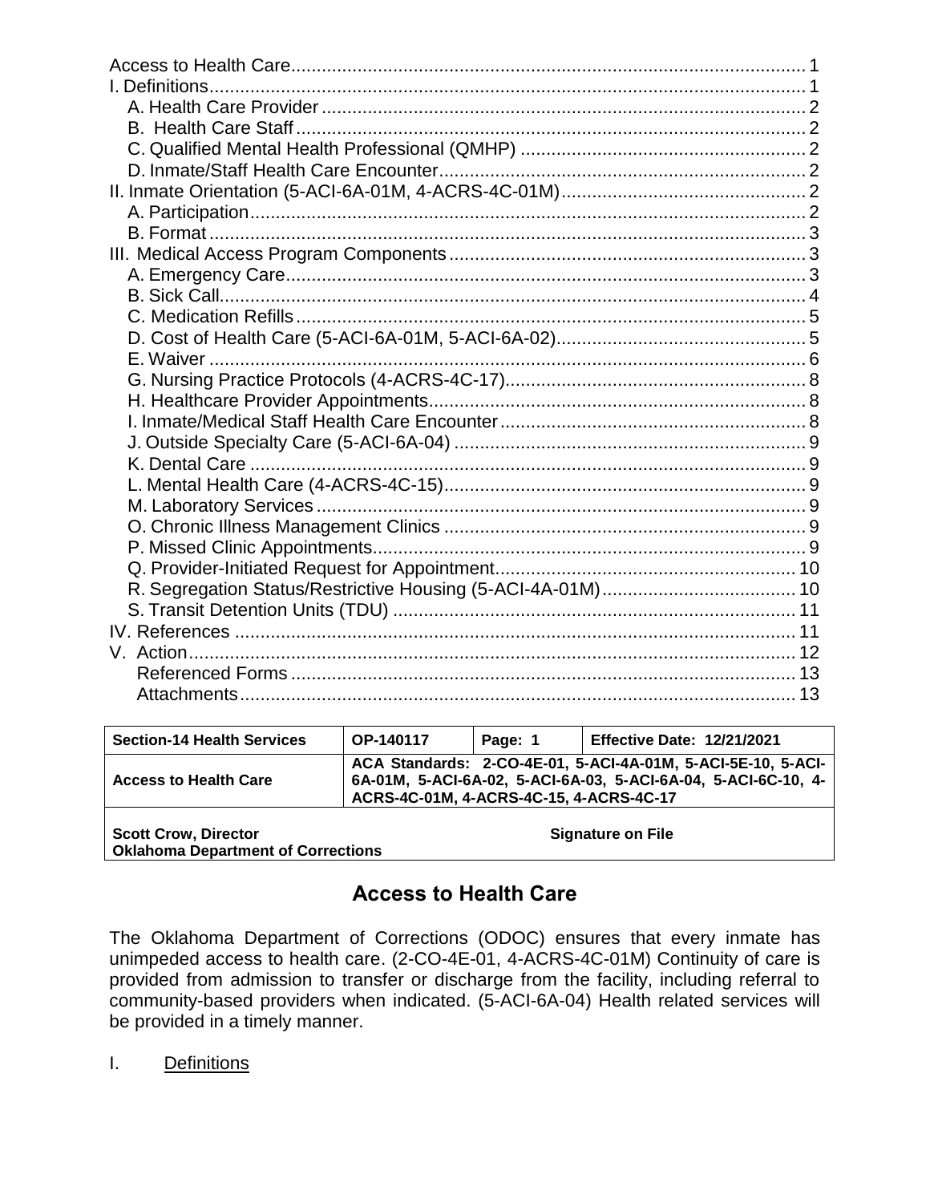Access to Health Care ..... 1
I. Definitions ..... 1
  A. Health Care Provider ..... 2
  B. Health Care Staff ..... 2
  C. Qualified Mental Health Professional (QMHP) ..... 2
  D. Inmate/Staff Health Care Encounter ..... 2
II. Inmate Orientation (5-ACI-6A-01M, 4-ACRS-4C-01M) ..... 2
  A. Participation ..... 2
  B. Format ..... 3
III. Medical Access Program Components ..... 3
  A. Emergency Care ..... 3
  B. Sick Call ..... 4
  C. Medication Refills ..... 5
  D. Cost of Health Care (5-ACI-6A-01M, 5-ACI-6A-02) ..... 5
  E. Waiver ..... 6
  G. Nursing Practice Protocols (4-ACRS-4C-17) ..... 8
  H. Healthcare Provider Appointments ..... 8
  I. Inmate/Medical Staff Health Care Encounter ..... 8
  J. Outside Specialty Care (5-ACI-6A-04) ..... 9
  K. Dental Care ..... 9
  L. Mental Health Care (4-ACRS-4C-15) ..... 9
  M. Laboratory Services ..... 9
  O. Chronic Illness Management Clinics ..... 9
  P. Missed Clinic Appointments ..... 9
  Q. Provider-Initiated Request for Appointment ..... 10
  R. Segregation Status/Restrictive Housing (5-ACI-4A-01M) ..... 10
  S. Transit Detention Units (TDU) ..... 11
IV. References ..... 11
V. Action ..... 12
  Referenced Forms ..... 13
  Attachments ..... 13

| Section-14 Health Services | OP-140117 | Page: 1 | Effective Date: 12/21/2021 |
|---|---|---|---|
| Access to Health Care | ACA Standards: 2-CO-4E-01, 5-ACI-4A-01M, 5-ACI-5E-10, 5-ACI-6A-01M, 5-ACI-6A-02, 5-ACI-6A-03, 5-ACI-6A-04, 5-ACI-6C-10, 4-ACRS-4C-01M, 4-ACRS-4C-15, 4-ACRS-4C-17 | | |
| Scott Crow, Director<br>Oklahoma Department of Corrections | Signature on File | | |

# Access to Health Care

The Oklahoma Department of Corrections (ODOC) ensures that every inmate has unimpeded access to health care. (2-CO-4E-01, 4-ACRS-4C-01M) Continuity of care is provided from admission to transfer or discharge from the facility, including referral to community-based providers when indicated. (5-ACI-6A-04) Health related services will be provided in a timely manner.

## I. Definitions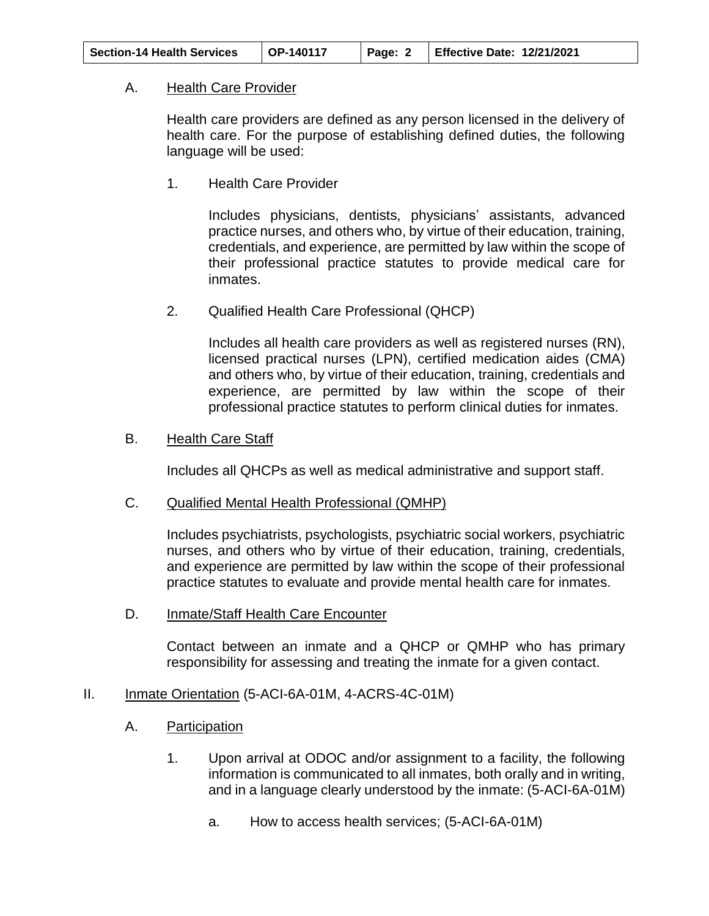A. Health Care Provider

Health care providers are defined as any person licensed in the delivery of health care. For the purpose of establishing defined duties, the following language will be used:

1. Health Care Provider

   Includes physicians, dentists, physicians' assistants, advanced practice nurses, and others who, by virtue of their education, training, credentials, and experience, are permitted by law within the scope of their professional practice statutes to provide medical care for inmates.

2. Qualified Health Care Professional (QHCP)

   Includes all health care providers as well as registered nurses (RN), licensed practical nurses (LPN), certified medication aides (CMA) and others who, by virtue of their education, training, credentials and experience, are permitted by law within the scope of their professional practice statutes to perform clinical duties for inmates.

B. Health Care Staff

Includes all QHCPs as well as medical administrative and support staff.

C. Qualified Mental Health Professional (QMHP)

Includes psychiatrists, psychologists, psychiatric social workers, psychiatric nurses, and others who by virtue of their education, training, credentials, and experience are permitted by law within the scope of their professional practice statutes to evaluate and provide mental health care for inmates.

D. Inmate/Staff Health Care Encounter

Contact between an inmate and a QHCP or QMHP who has primary responsibility for assessing and treating the inmate for a given contact.

## II. Inmate Orientation (5-ACI-6A-01M, 4-ACRS-4C-01M)

A. Participation

1. Upon arrival at ODOC and/or assignment to a facility, the following information is communicated to all inmates, both orally and in writing, and in a language clearly understood by the inmate: (5-ACI-6A-01M)

   a. How to access health services; (5-ACI-6A-01M)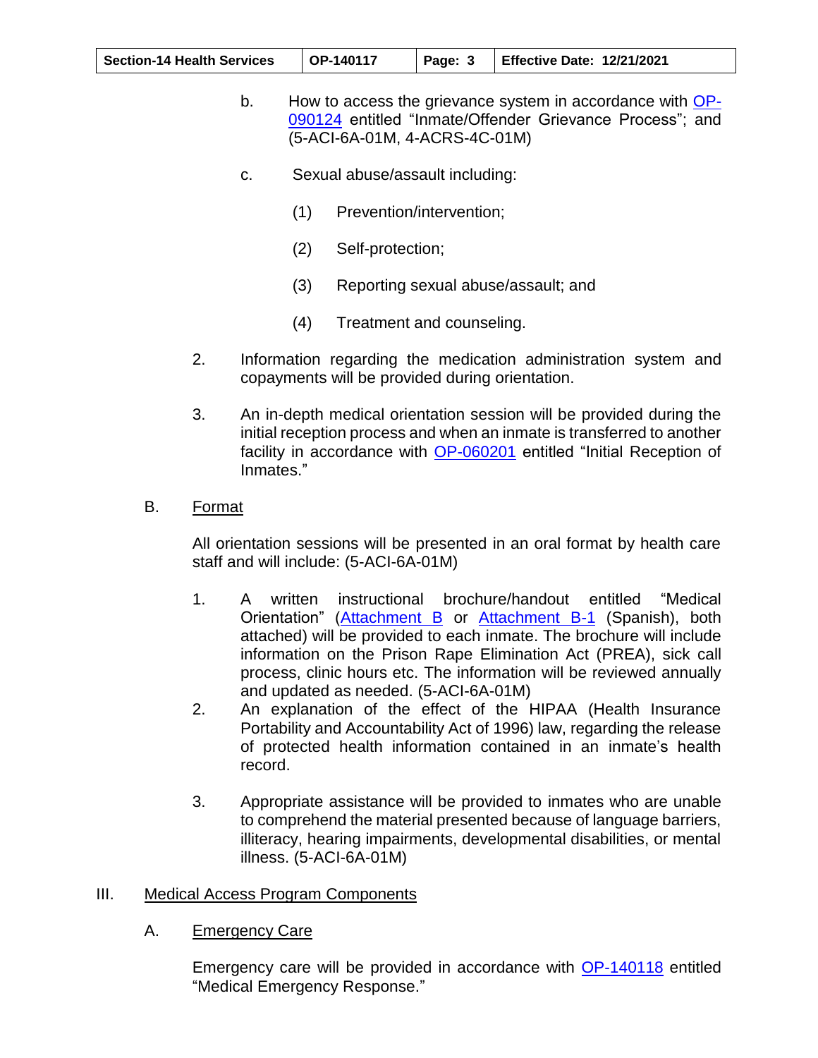b. How to access the grievance system in accordance with OP-090124 entitled "Inmate/Offender Grievance Process"; and (5-ACI-6A-01M, 4-ACRS-4C-01M)

c. Sexual abuse/assault including:

(1) Prevention/intervention;

(2) Self-protection;

(3) Reporting sexual abuse/assault; and

(4) Treatment and counseling.

2. Information regarding the medication administration system and copayments will be provided during orientation.

3. An in-depth medical orientation session will be provided during the initial reception process and when an inmate is transferred to another facility in accordance with OP-060201 entitled "Initial Reception of Inmates."

B. Format

All orientation sessions will be presented in an oral format by health care staff and will include: (5-ACI-6A-01M)

1. A written instructional brochure/handout entitled "Medical Orientation" (Attachment B or Attachment B-1 (Spanish), both attached) will be provided to each inmate. The brochure will include information on the Prison Rape Elimination Act (PREA), sick call process, clinic hours etc. The information will be reviewed annually and updated as needed. (5-ACI-6A-01M)

2. An explanation of the effect of the HIPAA (Health Insurance Portability and Accountability Act of 1996) law, regarding the release of protected health information contained in an inmate's health record.

3. Appropriate assistance will be provided to inmates who are unable to comprehend the material presented because of language barriers, illiteracy, hearing impairments, developmental disabilities, or mental illness. (5-ACI-6A-01M)

III. Medical Access Program Components

A. Emergency Care

Emergency care will be provided in accordance with OP-140118 entitled "Medical Emergency Response."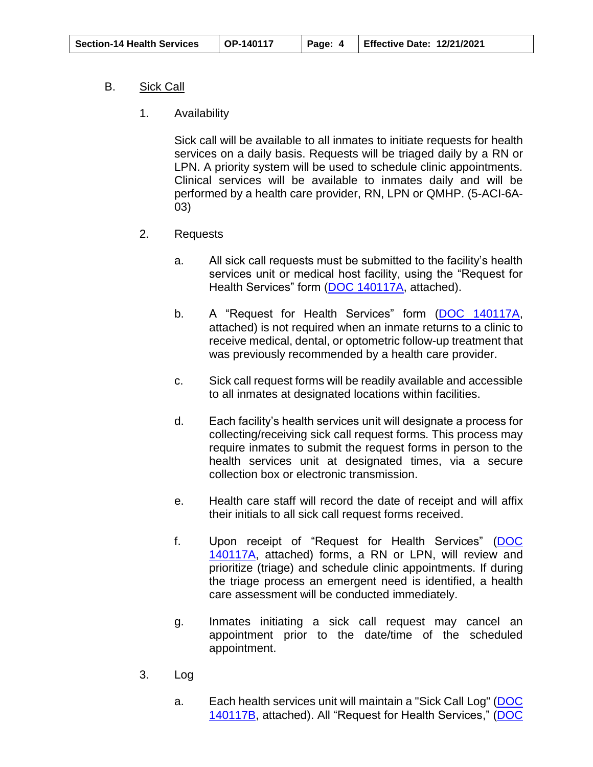## B. Sick Call

### 1. Availability

Sick call will be available to all inmates to initiate requests for health services on a daily basis. Requests will be triaged daily by a RN or LPN. A priority system will be used to schedule clinic appointments. Clinical services will be available to inmates daily and will be performed by a health care provider, RN, LPN or QMHP. (5-ACI-6A-03)

### 2. Requests

a. All sick call requests must be submitted to the facility's health services unit or medical host facility, using the "Request for Health Services" form (DOC 140117A, attached).

b. A "Request for Health Services" form (DOC 140117A, attached) is not required when an inmate returns to a clinic to receive medical, dental, or optometric follow-up treatment that was previously recommended by a health care provider.

c. Sick call request forms will be readily available and accessible to all inmates at designated locations within facilities.

d. Each facility's health services unit will designate a process for collecting/receiving sick call request forms. This process may require inmates to submit the request forms in person to the health services unit at designated times, via a secure collection box or electronic transmission.

e. Health care staff will record the date of receipt and will affix their initials to all sick call request forms received.

f. Upon receipt of "Request for Health Services" (DOC 140117A, attached) forms, a RN or LPN, will review and prioritize (triage) and schedule clinic appointments. If during the triage process an emergent need is identified, a health care assessment will be conducted immediately.

g. Inmates initiating a sick call request may cancel an appointment prior to the date/time of the scheduled appointment.

### 3. Log

a. Each health services unit will maintain a "Sick Call Log" (DOC 140117B, attached). All "Request for Health Services," (DOC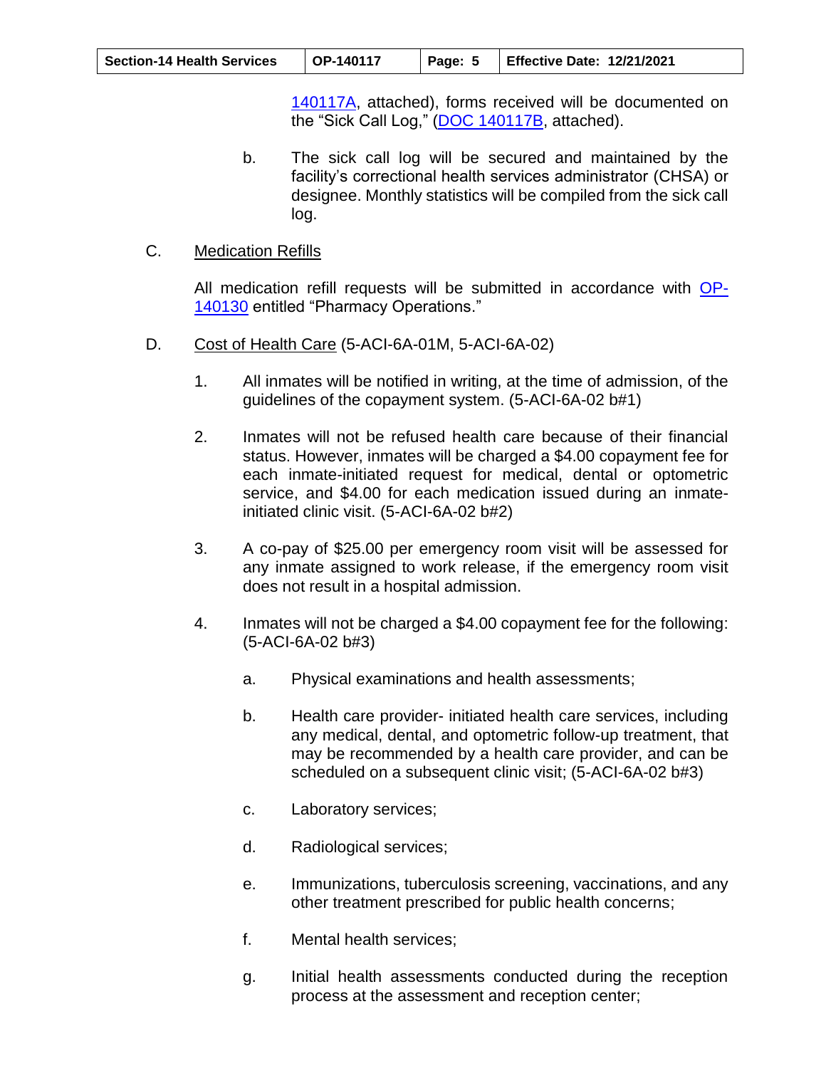140117A, attached), forms received will be documented on the "Sick Call Log," (DOC 140117B, attached).

b. The sick call log will be secured and maintained by the facility's correctional health services administrator (CHSA) or designee. Monthly statistics will be compiled from the sick call log.

C. Medication Refills

All medication refill requests will be submitted in accordance with OP-140130 entitled "Pharmacy Operations."

D. Cost of Health Care (5-ACI-6A-01M, 5-ACI-6A-02)

1. All inmates will be notified in writing, at the time of admission, of the guidelines of the copayment system. (5-ACI-6A-02 b#1)

2. Inmates will not be refused health care because of their financial status. However, inmates will be charged a $4.00 copayment fee for each inmate-initiated request for medical, dental or optometric service, and $4.00 for each medication issued during an inmate-initiated clinic visit. (5-ACI-6A-02 b#2)

3. A co-pay of $25.00 per emergency room visit will be assessed for any inmate assigned to work release, if the emergency room visit does not result in a hospital admission.

4. Inmates will not be charged a $4.00 copayment fee for the following: (5-ACI-6A-02 b#3)

   a. Physical examinations and health assessments;

   b. Health care provider- initiated health care services, including any medical, dental, and optometric follow-up treatment, that may be recommended by a health care provider, and can be scheduled on a subsequent clinic visit; (5-ACI-6A-02 b#3)

   c. Laboratory services;

   d. Radiological services;

   e. Immunizations, tuberculosis screening, vaccinations, and any other treatment prescribed for public health concerns;

   f. Mental health services;

   g. Initial health assessments conducted during the reception process at the assessment and reception center;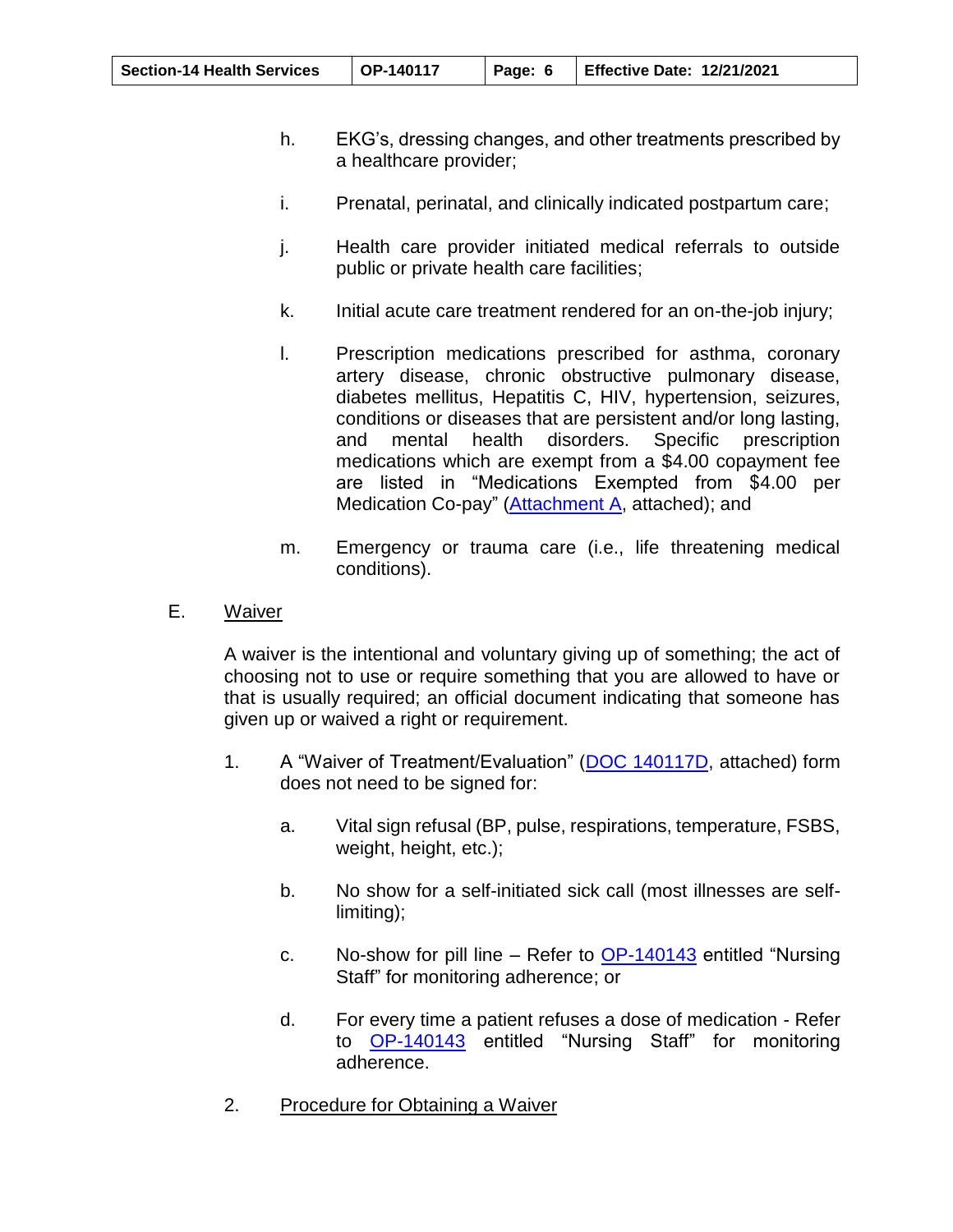h. EKG's, dressing changes, and other treatments prescribed by a healthcare provider;

i. Prenatal, perinatal, and clinically indicated postpartum care;

j. Health care provider initiated medical referrals to outside public or private health care facilities;

k. Initial acute care treatment rendered for an on-the-job injury;

l. Prescription medications prescribed for asthma, coronary artery disease, chronic obstructive pulmonary disease, diabetes mellitus, Hepatitis C, HIV, hypertension, seizures, conditions or diseases that are persistent and/or long lasting, and mental health disorders. Specific prescription medications which are exempt from a $4.00 copayment fee are listed in "Medications Exempted from $4.00 per Medication Co-pay" (Attachment A, attached); and

m. Emergency or trauma care (i.e., life threatening medical conditions).

E. Waiver

A waiver is the intentional and voluntary giving up of something; the act of choosing not to use or require something that you are allowed to have or that is usually required; an official document indicating that someone has given up or waived a right or requirement.

1. A "Waiver of Treatment/Evaluation" (DOC 140117D, attached) form does not need to be signed for:

   a. Vital sign refusal (BP, pulse, respirations, temperature, FSBS, weight, height, etc.);

   b. No show for a self-initiated sick call (most illnesses are self-limiting);

   c. No-show for pill line – Refer to OP-140143 entitled "Nursing Staff" for monitoring adherence; or

   d. For every time a patient refuses a dose of medication - Refer to OP-140143 entitled "Nursing Staff" for monitoring adherence.

2. Procedure for Obtaining a Waiver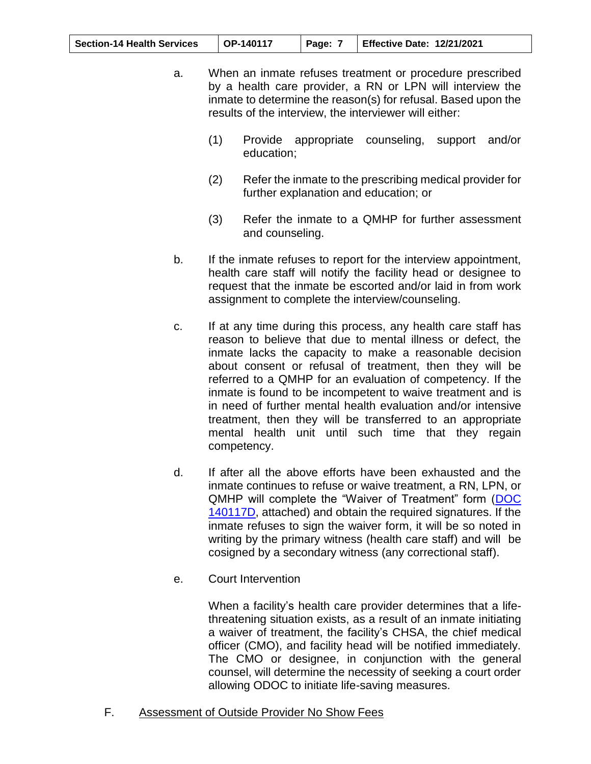a. When an inmate refuses treatment or procedure prescribed by a health care provider, a RN or LPN will interview the inmate to determine the reason(s) for refusal. Based upon the results of the interview, the interviewer will either:

   (1) Provide appropriate counseling, support and/or education;

   (2) Refer the inmate to the prescribing medical provider for further explanation and education; or

   (3) Refer the inmate to a QMHP for further assessment and counseling.

b. If the inmate refuses to report for the interview appointment, health care staff will notify the facility head or designee to request that the inmate be escorted and/or laid in from work assignment to complete the interview/counseling.

c. If at any time during this process, any health care staff has reason to believe that due to mental illness or defect, the inmate lacks the capacity to make a reasonable decision about consent or refusal of treatment, then they will be referred to a QMHP for an evaluation of competency. If the inmate is found to be incompetent to waive treatment and is in need of further mental health evaluation and/or intensive treatment, then they will be transferred to an appropriate mental health unit until such time that they regain competency.

d. If after all the above efforts have been exhausted and the inmate continues to refuse or waive treatment, a RN, LPN, or QMHP will complete the "Waiver of Treatment" form (DOC 140117D, attached) and obtain the required signatures. If the inmate refuses to sign the waiver form, it will be so noted in writing by the primary witness (health care staff) and will be cosigned by a secondary witness (any correctional staff).

e. Court Intervention

   When a facility's health care provider determines that a life-threatening situation exists, as a result of an inmate initiating a waiver of treatment, the facility's CHSA, the chief medical officer (CMO), and facility head will be notified immediately. The CMO or designee, in conjunction with the general counsel, will determine the necessity of seeking a court order allowing ODOC to initiate life-saving measures.

F. <u>Assessment of Outside Provider No Show Fees</u>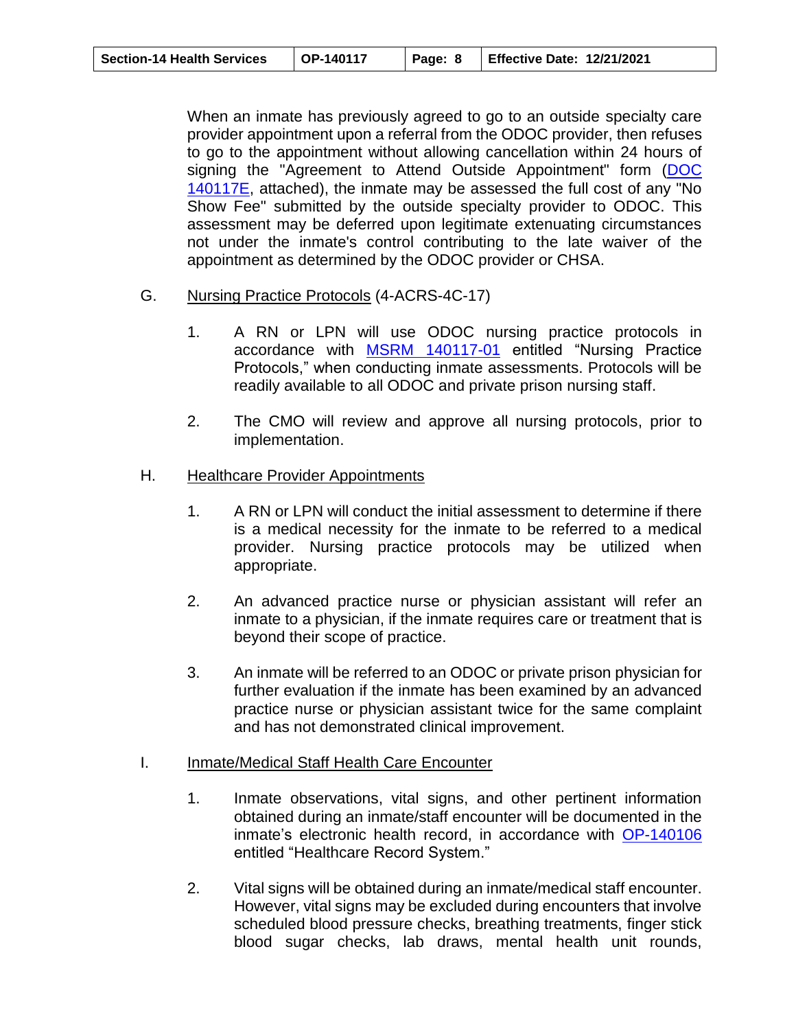When an inmate has previously agreed to go to an outside specialty care provider appointment upon a referral from the ODOC provider, then refuses to go to the appointment without allowing cancellation within 24 hours of signing the "Agreement to Attend Outside Appointment" form (DOC 140117E, attached), the inmate may be assessed the full cost of any "No Show Fee" submitted by the outside specialty provider to ODOC. This assessment may be deferred upon legitimate extenuating circumstances not under the inmate's control contributing to the late waiver of the appointment as determined by the ODOC provider or CHSA.

G. Nursing Practice Protocols (4-ACRS-4C-17)

1. A RN or LPN will use ODOC nursing practice protocols in accordance with MSRM 140117-01 entitled “Nursing Practice Protocols,” when conducting inmate assessments. Protocols will be readily available to all ODOC and private prison nursing staff.

2. The CMO will review and approve all nursing protocols, prior to implementation.

H. Healthcare Provider Appointments

1. A RN or LPN will conduct the initial assessment to determine if there is a medical necessity for the inmate to be referred to a medical provider. Nursing practice protocols may be utilized when appropriate.

2. An advanced practice nurse or physician assistant will refer an inmate to a physician, if the inmate requires care or treatment that is beyond their scope of practice.

3. An inmate will be referred to an ODOC or private prison physician for further evaluation if the inmate has been examined by an advanced practice nurse or physician assistant twice for the same complaint and has not demonstrated clinical improvement.

I. Inmate/Medical Staff Health Care Encounter

1. Inmate observations, vital signs, and other pertinent information obtained during an inmate/staff encounter will be documented in the inmate’s electronic health record, in accordance with OP-140106 entitled “Healthcare Record System.”

2. Vital signs will be obtained during an inmate/medical staff encounter. However, vital signs may be excluded during encounters that involve scheduled blood pressure checks, breathing treatments, finger stick blood sugar checks, lab draws, mental health unit rounds,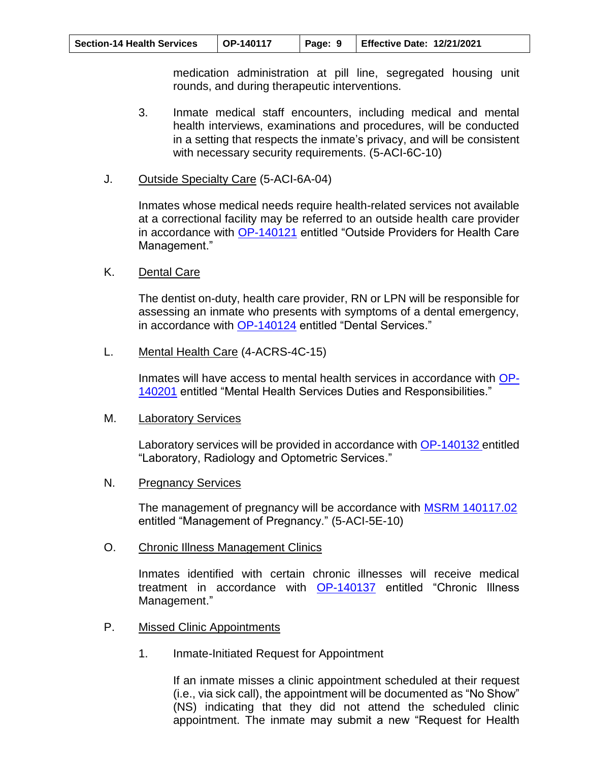medication administration at pill line, segregated housing unit rounds, and during therapeutic interventions.

3. Inmate medical staff encounters, including medical and mental health interviews, examinations and procedures, will be conducted in a setting that respects the inmate's privacy, and will be consistent with necessary security requirements. (5-ACI-6C-10)

J. <u>Outside Specialty Care</u> (5-ACI-6A-04)

Inmates whose medical needs require health-related services not available at a correctional facility may be referred to an outside health care provider in accordance with [OP-140121](OP-140121) entitled "Outside Providers for Health Care Management."

K. <u>Dental Care</u>

The dentist on-duty, health care provider, RN or LPN will be responsible for assessing an inmate who presents with symptoms of a dental emergency, in accordance with [OP-140124](OP-140124) entitled "Dental Services."

L. <u>Mental Health Care</u> (4-ACRS-4C-15)

Inmates will have access to mental health services in accordance with [OP-140201](OP-140201) entitled "Mental Health Services Duties and Responsibilities."

M. <u>Laboratory Services</u>

Laboratory services will be provided in accordance with [OP-140132](OP-140132) entitled "Laboratory, Radiology and Optometric Services."

N. <u>Pregnancy Services</u>

The management of pregnancy will be accordance with [MSRM 140117.02](MSRM 140117.02) entitled "Management of Pregnancy." (5-ACI-5E-10)

O. <u>Chronic Illness Management Clinics</u>

Inmates identified with certain chronic illnesses will receive medical treatment in accordance with [OP-140137](OP-140137) entitled "Chronic Illness Management."

P. <u>Missed Clinic Appointments</u>

1. Inmate-Initiated Request for Appointment

If an inmate misses a clinic appointment scheduled at their request (i.e., via sick call), the appointment will be documented as "No Show" (NS) indicating that they did not attend the scheduled clinic appointment. The inmate may submit a new "Request for Health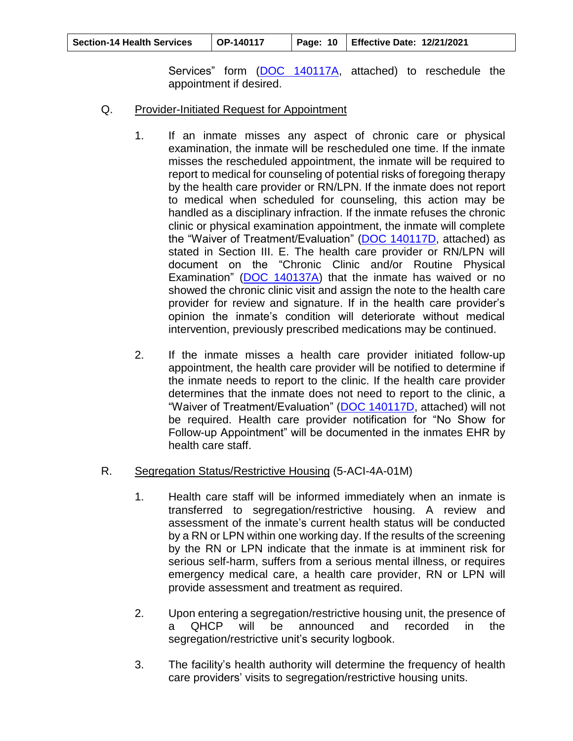Services" form (DOC 140117A, attached) to reschedule the appointment if desired.

Q. Provider-Initiated Request for Appointment

1. If an inmate misses any aspect of chronic care or physical examination, the inmate will be rescheduled one time. If the inmate misses the rescheduled appointment, the inmate will be required to report to medical for counseling of potential risks of foregoing therapy by the health care provider or RN/LPN. If the inmate does not report to medical when scheduled for counseling, this action may be handled as a disciplinary infraction. If the inmate refuses the chronic clinic or physical examination appointment, the inmate will complete the "Waiver of Treatment/Evaluation" (DOC 140117D, attached) as stated in Section III. E. The health care provider or RN/LPN will document on the "Chronic Clinic and/or Routine Physical Examination" (DOC 140137A) that the inmate has waived or no showed the chronic clinic visit and assign the note to the health care provider for review and signature. If in the health care provider's opinion the inmate's condition will deteriorate without medical intervention, previously prescribed medications may be continued.

2. If the inmate misses a health care provider initiated follow-up appointment, the health care provider will be notified to determine if the inmate needs to report to the clinic. If the health care provider determines that the inmate does not need to report to the clinic, a "Waiver of Treatment/Evaluation" (DOC 140117D, attached) will not be required. Health care provider notification for "No Show for Follow-up Appointment" will be documented in the inmates EHR by health care staff.

R. Segregation Status/Restrictive Housing (5-ACI-4A-01M)

1. Health care staff will be informed immediately when an inmate is transferred to segregation/restrictive housing. A review and assessment of the inmate's current health status will be conducted by a RN or LPN within one working day. If the results of the screening by the RN or LPN indicate that the inmate is at imminent risk for serious self-harm, suffers from a serious mental illness, or requires emergency medical care, a health care provider, RN or LPN will provide assessment and treatment as required.

2. Upon entering a segregation/restrictive housing unit, the presence of a QHCP will be announced and recorded in the segregation/restrictive unit's security logbook.

3. The facility's health authority will determine the frequency of health care providers' visits to segregation/restrictive housing units.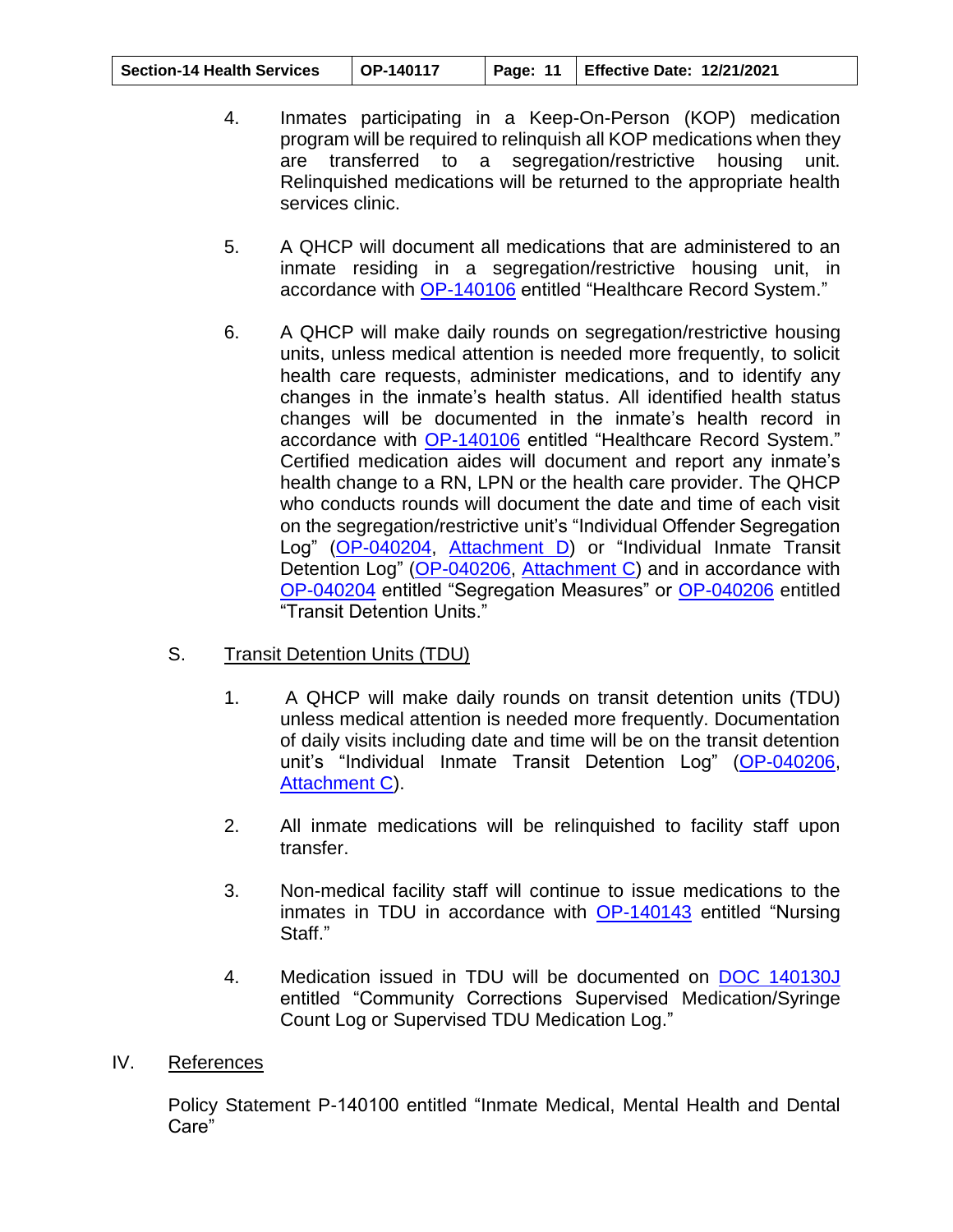4. Inmates participating in a Keep-On-Person (KOP) medication program will be required to relinquish all KOP medications when they are transferred to a segregation/restrictive housing unit. Relinquished medications will be returned to the appropriate health services clinic.

5. A QHCP will document all medications that are administered to an inmate residing in a segregation/restrictive housing unit, in accordance with OP-140106 entitled "Healthcare Record System."

6. A QHCP will make daily rounds on segregation/restrictive housing units, unless medical attention is needed more frequently, to solicit health care requests, administer medications, and to identify any changes in the inmate's health status. All identified health status changes will be documented in the inmate's health record in accordance with OP-140106 entitled "Healthcare Record System." Certified medication aides will document and report any inmate's health change to a RN, LPN or the health care provider. The QHCP who conducts rounds will document the date and time of each visit on the segregation/restrictive unit's "Individual Offender Segregation Log" (OP-040204, Attachment D) or "Individual Inmate Transit Detention Log" (OP-040206, Attachment C) and in accordance with OP-040204 entitled "Segregation Measures" or OP-040206 entitled "Transit Detention Units."

S. Transit Detention Units (TDU)

1. A QHCP will make daily rounds on transit detention units (TDU) unless medical attention is needed more frequently. Documentation of daily visits including date and time will be on the transit detention unit's "Individual Inmate Transit Detention Log" (OP-040206, Attachment C).

2. All inmate medications will be relinquished to facility staff upon transfer.

3. Non-medical facility staff will continue to issue medications to the inmates in TDU in accordance with OP-140143 entitled "Nursing Staff."

4. Medication issued in TDU will be documented on DOC 140130J entitled "Community Corrections Supervised Medication/Syringe Count Log or Supervised TDU Medication Log."

## IV. References

Policy Statement P-140100 entitled "Inmate Medical, Mental Health and Dental Care"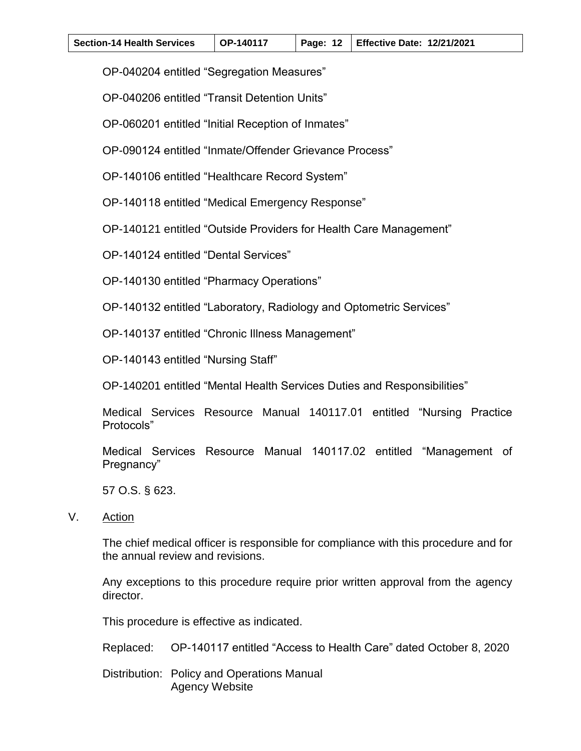OP-040204 entitled "Segregation Measures"

OP-040206 entitled "Transit Detention Units"

OP-060201 entitled "Initial Reception of Inmates"

OP-090124 entitled "Inmate/Offender Grievance Process"

OP-140106 entitled "Healthcare Record System"

OP-140118 entitled "Medical Emergency Response"

OP-140121 entitled "Outside Providers for Health Care Management"

OP-140124 entitled "Dental Services"

OP-140130 entitled "Pharmacy Operations"

OP-140132 entitled "Laboratory, Radiology and Optometric Services"

OP-140137 entitled "Chronic Illness Management"

OP-140143 entitled "Nursing Staff"

OP-140201 entitled "Mental Health Services Duties and Responsibilities"

Medical Services Resource Manual 140117.01 entitled "Nursing Practice Protocols"

Medical Services Resource Manual 140117.02 entitled "Management of Pregnancy"

57 O.S. § 623.

## V. Action

The chief medical officer is responsible for compliance with this procedure and for the annual review and revisions.

Any exceptions to this procedure require prior written approval from the agency director.

This procedure is effective as indicated.

Replaced: OP-140117 entitled "Access to Health Care" dated October 8, 2020

Distribution: Policy and Operations Manual
Agency Website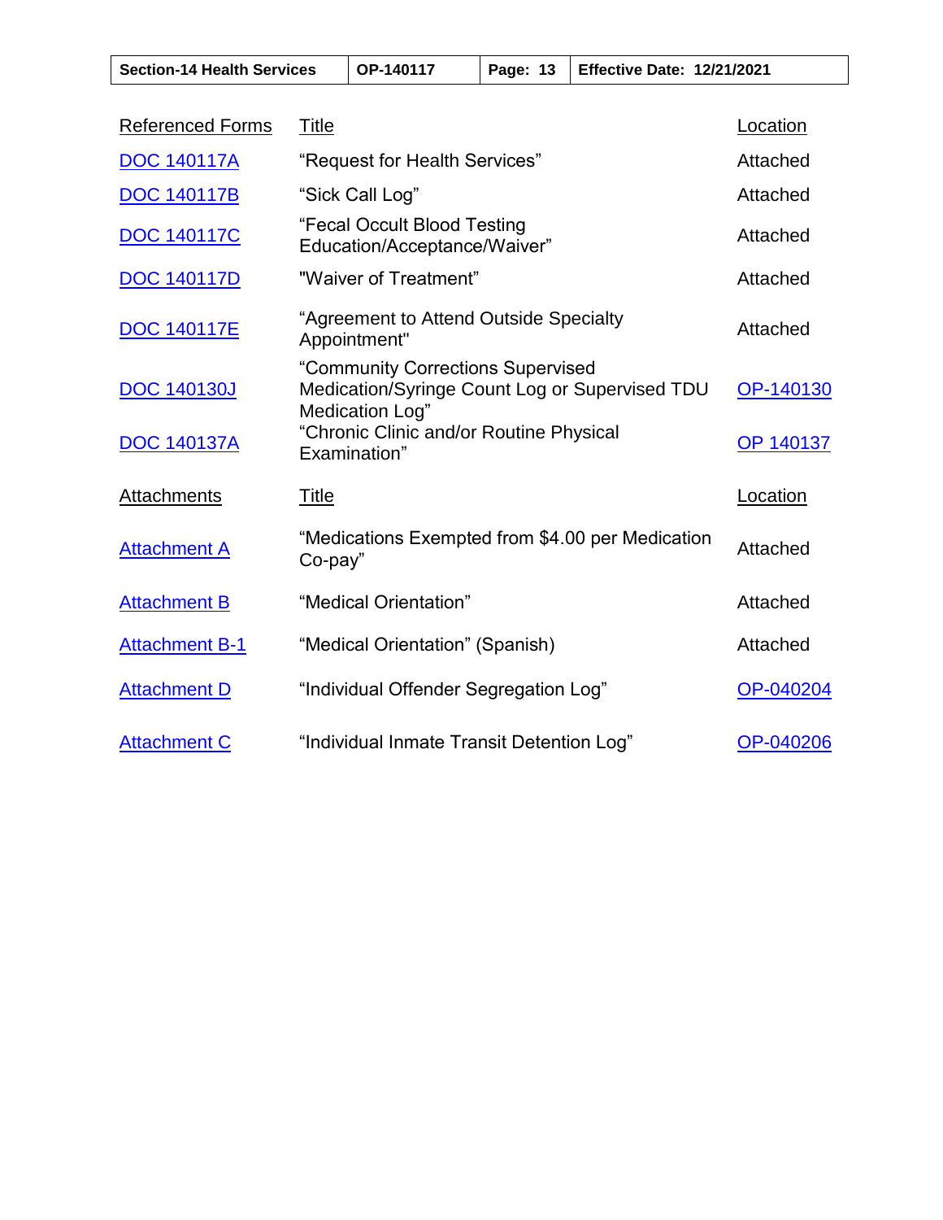| Referenced Forms | Title | Location |
| --- | --- | --- |
| DOC 140117A | "Request for Health Services" | Attached |
| DOC 140117B | "Sick Call Log" | Attached |
| DOC 140117C | "Fecal Occult Blood Testing Education/Acceptance/Waiver" | Attached |
| DOC 140117D | "Waiver of Treatment" | Attached |
| DOC 140117E | "Agreement to Attend Outside Specialty Appointment" | Attached |
| DOC 140130J | "Community Corrections Supervised Medication/Syringe Count Log or Supervised TDU Medication Log" | OP-140130 |
| DOC 140137A | "Chronic Clinic and/or Routine Physical Examination" | OP 140137 |

| Attachments | Title | Location |
| --- | --- | --- |
| Attachment A | "Medications Exempted from $4.00 per Medication Co-pay" | Attached |
| Attachment B | "Medical Orientation" | Attached |
| Attachment B-1 | "Medical Orientation" (Spanish) | Attached |
| Attachment D | "Individual Offender Segregation Log" | OP-040204 |
| Attachment C | "Individual Inmate Transit Detention Log" | OP-040206 |